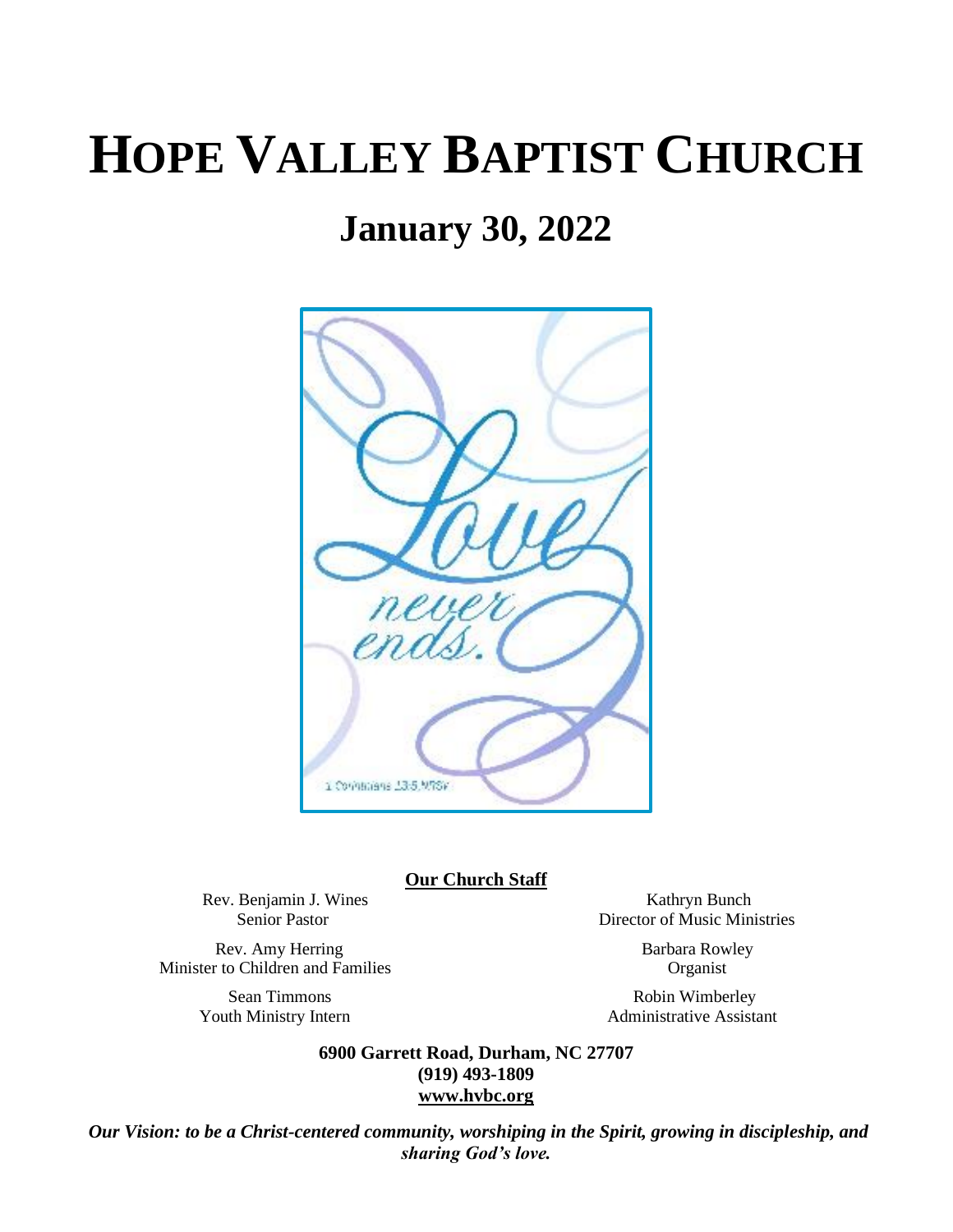# HOPE VALLEY BAPTIST CHURCH

## January 30, 2022

**Our Church Staff**

Rev. Benjamin J. Wines
Senior Pastor

Rev. Amy Herring
Minister to Children and Families

Sean Timmons
Youth Ministry Intern

Kathryn Bunch
Director of Music Ministries

Barbara Rowley
Organist

Robin Wimberley
Administrative Assistant

**6900 Garrett Road, Durham, NC 27707**
**(919) 493-1809**
**www.hvbc.org**

***Our Vision: to be a Christ-centered community, worshiping in the Spirit, growing in discipleship, and sharing God's love.***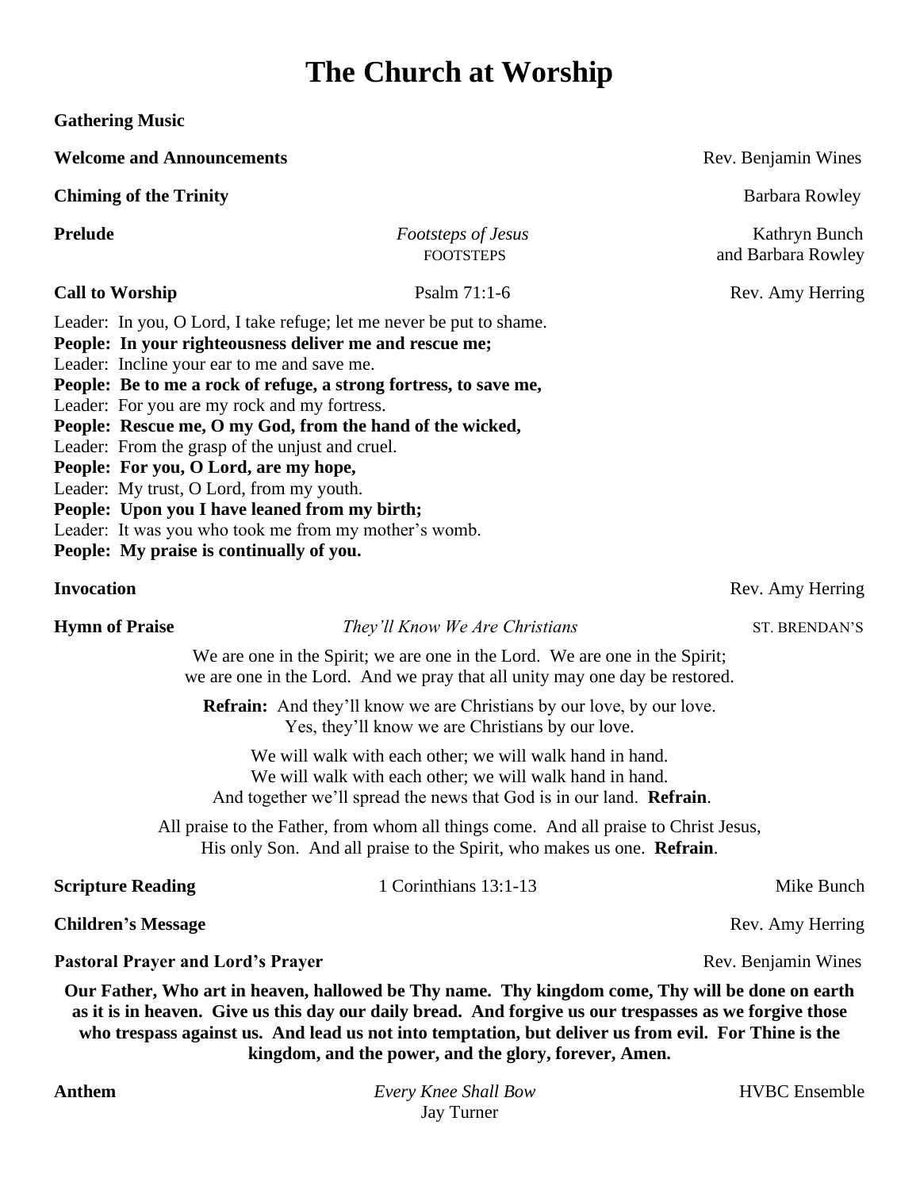# The Church at Worship

**Gathering Music**

**Welcome and Announcements** — Rev. Benjamin Wines

**Chiming of the Trinity** — Barbara Rowley

**Prelude** — *Footsteps of Jesus* FOOTSTEPS — Kathryn Bunch and Barbara Rowley

**Call to Worship** — Psalm 71:1-6 — Rev. Amy Herring

Leader: In you, O Lord, I take refuge; let me never be put to shame.
**People: In your righteousness deliver me and rescue me;**
Leader: Incline your ear to me and save me.
**People: Be to me a rock of refuge, a strong fortress, to save me,**
Leader: For you are my rock and my fortress.
**People: Rescue me, O my God, from the hand of the wicked,**
Leader: From the grasp of the unjust and cruel.
**People: For you, O Lord, are my hope,**
Leader: My trust, O Lord, from my youth.
**People: Upon you I have leaned from my birth;**
Leader: It was you who took me from my mother's womb.
**People: My praise is continually of you.**

**Invocation** — Rev. Amy Herring

**Hymn of Praise** — *They'll Know We Are Christians* — ST. BRENDAN'S

We are one in the Spirit; we are one in the Lord. We are one in the Spirit; we are one in the Lord. And we pray that all unity may one day be restored.

**Refrain:** And they'll know we are Christians by our love, by our love. Yes, they'll know we are Christians by our love.

We will walk with each other; we will walk hand in hand. We will walk with each other; we will walk hand in hand. And together we'll spread the news that God is in our land. **Refrain**.

All praise to the Father, from whom all things come. And all praise to Christ Jesus, His only Son. And all praise to the Spirit, who makes us one. **Refrain**.

**Scripture Reading** — 1 Corinthians 13:1-13 — Mike Bunch

**Children's Message** — Rev. Amy Herring

**Pastoral Prayer and Lord's Prayer** — Rev. Benjamin Wines

**Our Father, Who art in heaven, hallowed be Thy name. Thy kingdom come, Thy will be done on earth as it is in heaven. Give us this day our daily bread. And forgive us our trespasses as we forgive those who trespass against us. And lead us not into temptation, but deliver us from evil. For Thine is the kingdom, and the power, and the glory, forever, Amen.**

**Anthem** — *Every Knee Shall Bow* Jay Turner — HVBC Ensemble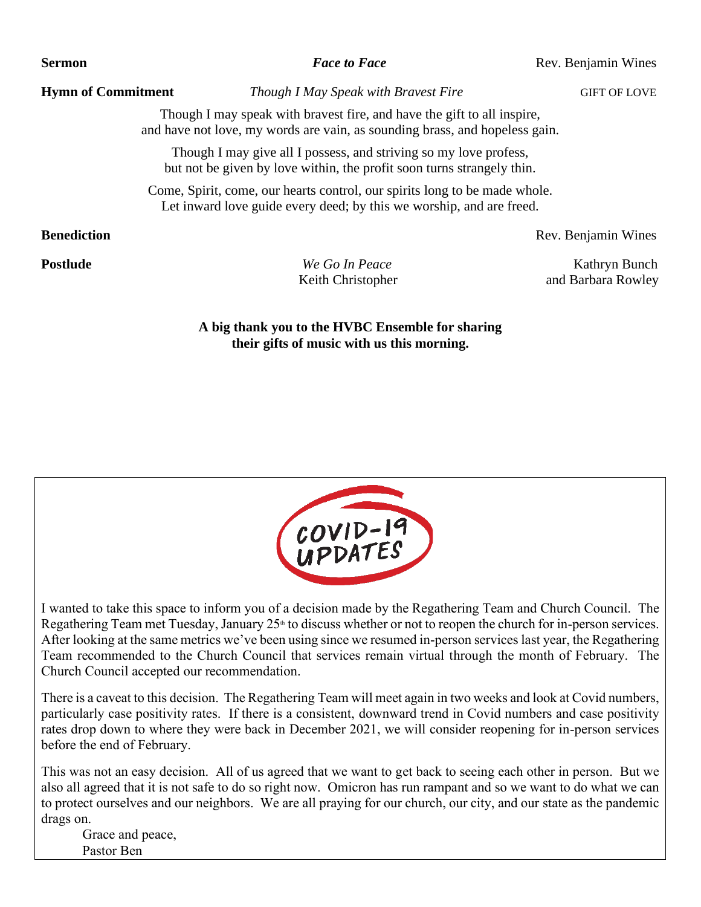**Sermon** *Face to Face* Rev. Benjamin Wines

**Hymn of Commitment** *Though I May Speak with Bravest Fire* GIFT OF LOVE

Though I may speak with bravest fire, and have the gift to all inspire,
and have not love, my words are vain, as sounding brass, and hopeless gain.

Though I may give all I possess, and striving so my love profess,
but not be given by love within, the profit soon turns strangely thin.

Come, Spirit, come, our hearts control, our spirits long to be made whole.
Let inward love guide every deed; by this we worship, and are freed.

**Benediction** Rev. Benjamin Wines

**Postlude** *We Go In Peace* Keith Christopher — Kathryn Bunch and Barbara Rowley

**A big thank you to the HVBC Ensemble for sharing their gifts of music with us this morning.**

COVID-19 UPDATES

I wanted to take this space to inform you of a decision made by the Regathering Team and Church Council. The Regathering Team met Tuesday, January 25th to discuss whether or not to reopen the church for in-person services. After looking at the same metrics we've been using since we resumed in-person services last year, the Regathering Team recommended to the Church Council that services remain virtual through the month of February. The Church Council accepted our recommendation.

There is a caveat to this decision. The Regathering Team will meet again in two weeks and look at Covid numbers, particularly case positivity rates. If there is a consistent, downward trend in Covid numbers and case positivity rates drop down to where they were back in December 2021, we will consider reopening for in-person services before the end of February.

This was not an easy decision. All of us agreed that we want to get back to seeing each other in person. But we also all agreed that it is not safe to do so right now. Omicron has run rampant and so we want to do what we can to protect ourselves and our neighbors. We are all praying for our church, our city, and our state as the pandemic drags on.

Grace and peace,
Pastor Ben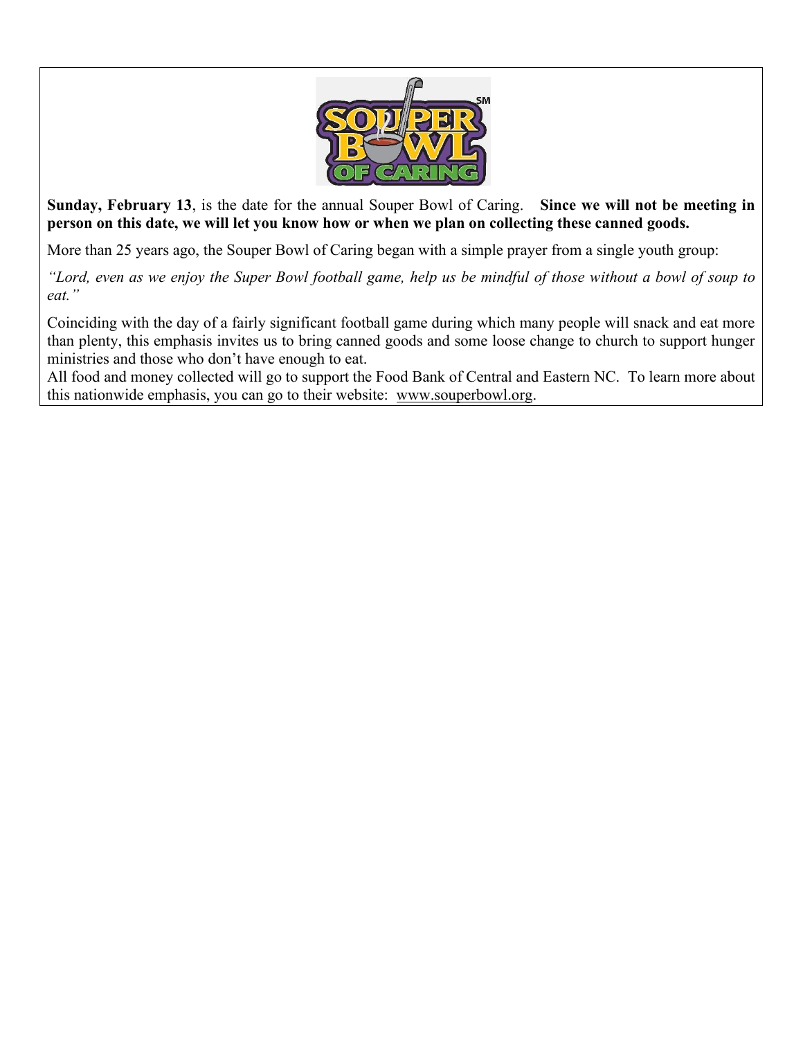**Sunday, February 13**, is the date for the annual Souper Bowl of Caring. **Since we will not be meeting in person on this date, we will let you know how or when we plan on collecting these canned goods.**

More than 25 years ago, the Souper Bowl of Caring began with a simple prayer from a single youth group:

*"Lord, even as we enjoy the Super Bowl football game, help us be mindful of those without a bowl of soup to eat."*

Coinciding with the day of a fairly significant football game during which many people will snack and eat more than plenty, this emphasis invites us to bring canned goods and some loose change to church to support hunger ministries and those who don't have enough to eat.

All food and money collected will go to support the Food Bank of Central and Eastern NC. To learn more about this nationwide emphasis, you can go to their website: www.souperbowl.org.